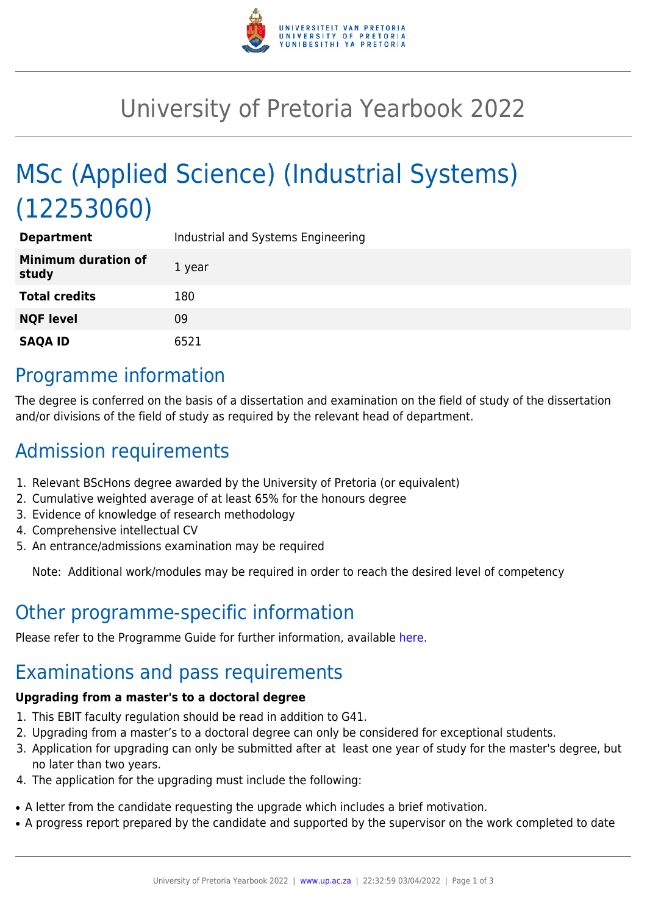# University of Pretoria Yearbook 2022

# MSc (Applied Science) (Industrial Systems) (12253060)

| | |
|---|---|
| **Department** | Industrial and Systems Engineering |
| **Minimum duration of study** | 1 year |
| **Total credits** | 180 |
| **NQF level** | 09 |
| **SAQA ID** | 6521 |

## Programme information

The degree is conferred on the basis of a dissertation and examination on the field of study of the dissertation and/or divisions of the field of study as required by the relevant head of department.

## Admission requirements

1. Relevant BScHons degree awarded by the University of Pretoria (or equivalent)
2. Cumulative weighted average of at least 65% for the honours degree
3. Evidence of knowledge of research methodology
4. Comprehensive intellectual CV
5. An entrance/admissions examination may be required

Note: Additional work/modules may be required in order to reach the desired level of competency

## Other programme-specific information

Please refer to the Programme Guide for further information, available here.

## Examinations and pass requirements

**Upgrading from a master's to a doctoral degree**

1. This EBIT faculty regulation should be read in addition to G41.
2. Upgrading from a master's to a doctoral degree can only be considered for exceptional students.
3. Application for upgrading can only be submitted after at least one year of study for the master's degree, but no later than two years.
4. The application for the upgrading must include the following:

- A letter from the candidate requesting the upgrade which includes a brief motivation.
- A progress report prepared by the candidate and supported by the supervisor on the work completed to date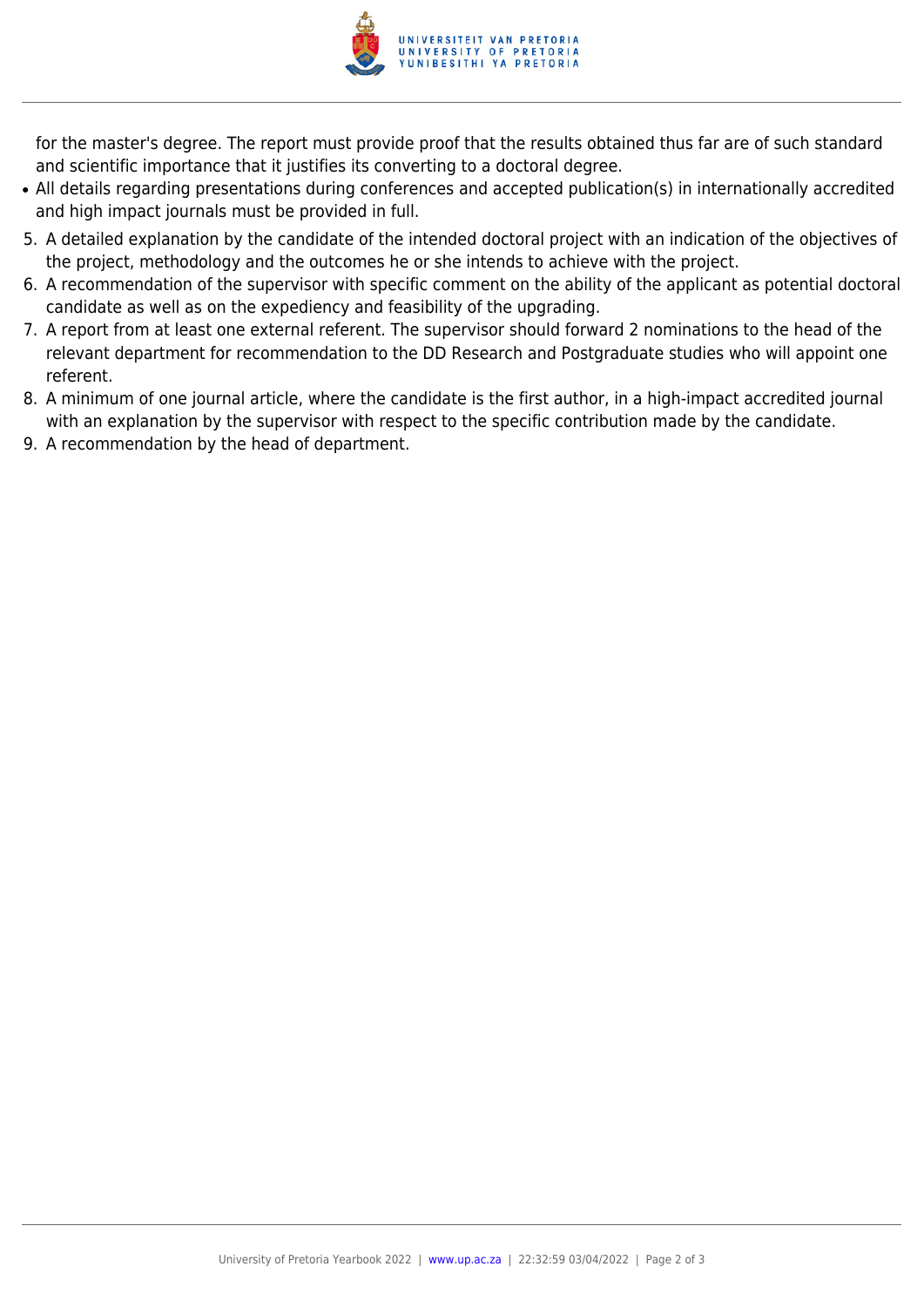for the master's degree. The report must provide proof that the results obtained thus far are of such standard and scientific importance that it justifies its converting to a doctoral degree.

- All details regarding presentations during conferences and accepted publication(s) in internationally accredited and high impact journals must be provided in full.

5. A detailed explanation by the candidate of the intended doctoral project with an indication of the objectives of the project, methodology and the outcomes he or she intends to achieve with the project.
6. A recommendation of the supervisor with specific comment on the ability of the applicant as potential doctoral candidate as well as on the expediency and feasibility of the upgrading.
7. A report from at least one external referent. The supervisor should forward 2 nominations to the head of the relevant department for recommendation to the DD Research and Postgraduate studies who will appoint one referent.
8. A minimum of one journal article, where the candidate is the first author, in a high-impact accredited journal with an explanation by the supervisor with respect to the specific contribution made by the candidate.
9. A recommendation by the head of department.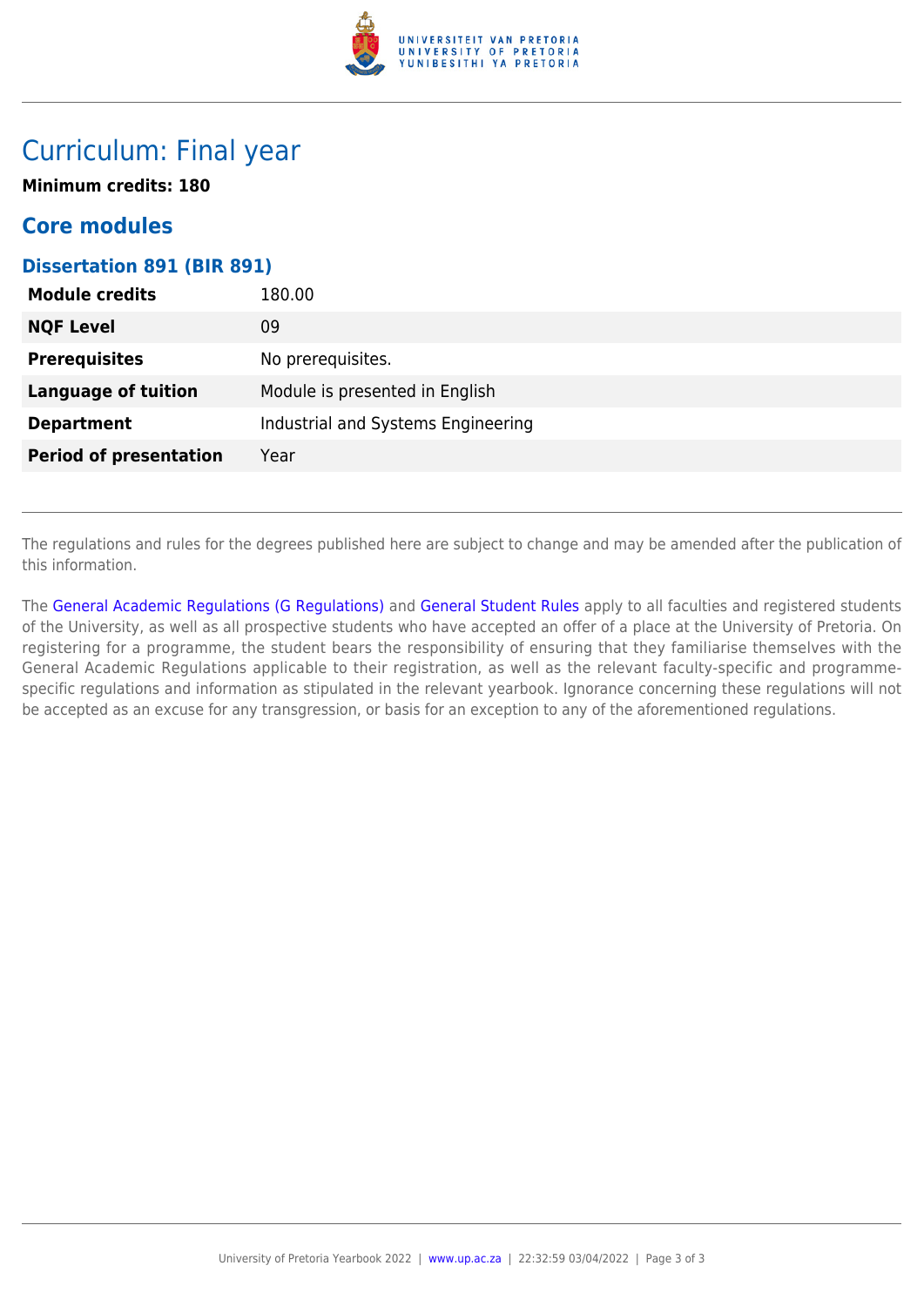# Curriculum: Final year

**Minimum credits: 180**

## Core modules

### Dissertation 891 (BIR 891)

| | |
|---|---|
| **Module credits** | 180.00 |
| **NQF Level** | 09 |
| **Prerequisites** | No prerequisites. |
| **Language of tuition** | Module is presented in English |
| **Department** | Industrial and Systems Engineering |
| **Period of presentation** | Year |

The regulations and rules for the degrees published here are subject to change and may be amended after the publication of this information.

The General Academic Regulations (G Regulations) and General Student Rules apply to all faculties and registered students of the University, as well as all prospective students who have accepted an offer of a place at the University of Pretoria. On registering for a programme, the student bears the responsibility of ensuring that they familiarise themselves with the General Academic Regulations applicable to their registration, as well as the relevant faculty-specific and programme-specific regulations and information as stipulated in the relevant yearbook. Ignorance concerning these regulations will not be accepted as an excuse for any transgression, or basis for an exception to any of the aforementioned regulations.